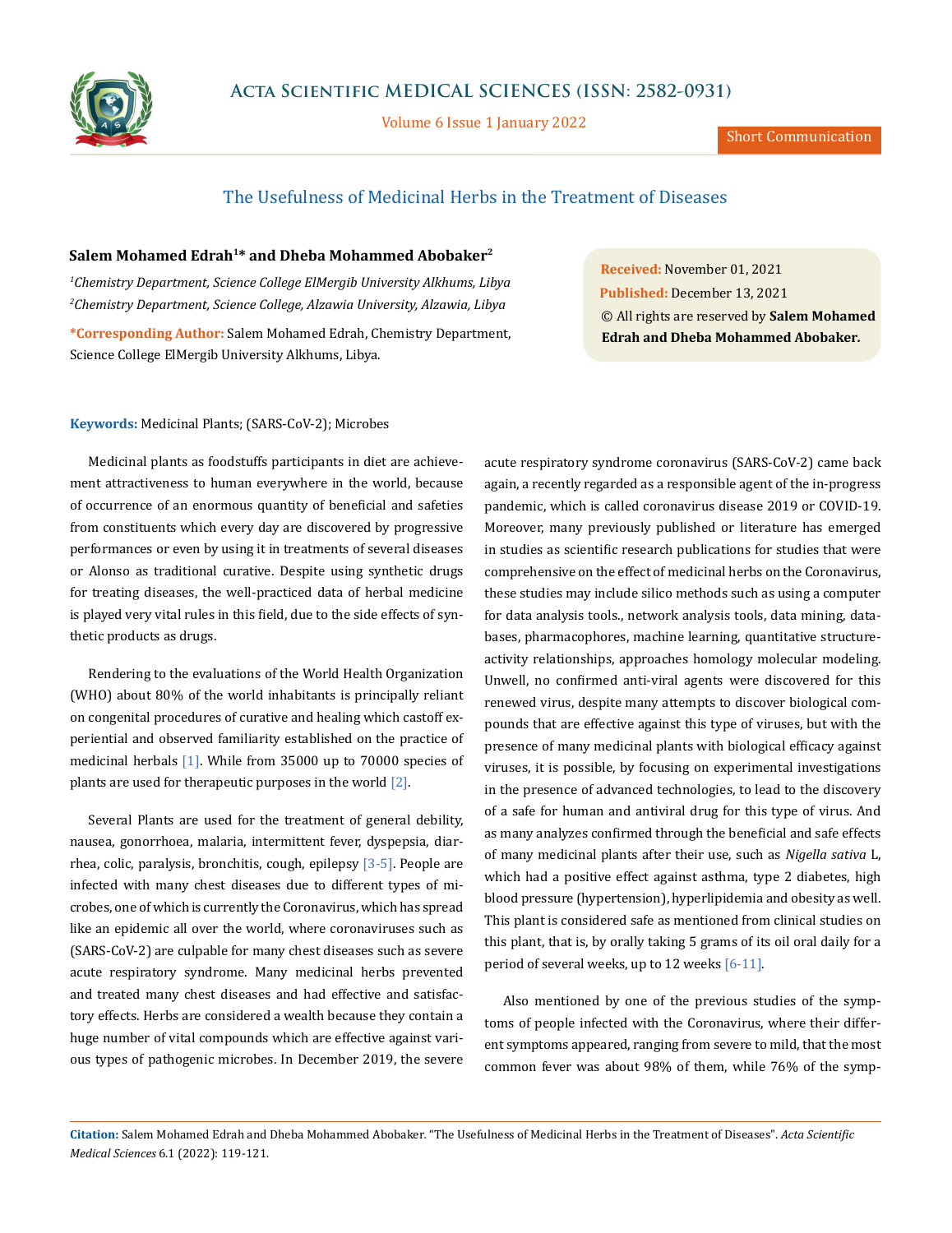# The Usefulness of Medicinal Herbs in the Treatment of Diseases

**Salem Mohamed Edrah[1]* and Dheba Mohammed Abobaker[2]**

*[1]Chemistry Department, Science College ElMergib University Alkhums, Libya*

*[2]Chemistry Department, Science College, Alzawia University, Alzawia, Libya*

**\*Corresponding Author:** Salem Mohamed Edrah, Chemistry Department, Science College ElMergib University Alkhums, Libya.

**Received:** November 01, 2021

**Published:** December 13, 2021

© All rights are reserved by **Salem Mohamed Edrah and Dheba Mohammed Abobaker.**

**Keywords:** Medicinal Plants; (SARS-CoV-2); Microbes

Medicinal plants as foodstuffs participants in diet are achievement attractiveness to human everywhere in the world, because of occurrence of an enormous quantity of beneficial and safeties from constituents which every day are discovered by progressive performances or even by using it in treatments of several diseases or Alonso as traditional curative. Despite using synthetic drugs for treating diseases, the well-practiced data of herbal medicine is played very vital rules in this field, due to the side effects of synthetic products as drugs.

Rendering to the evaluations of the World Health Organization (WHO) about 80% of the world inhabitants is principally reliant on congenital procedures of curative and healing which castoff experiential and observed familiarity established on the practice of medicinal herbals [1]. While from 35000 up to 70000 species of plants are used for therapeutic purposes in the world [2].

Several Plants are used for the treatment of general debility, nausea, gonorrhoea, malaria, intermittent fever, dyspepsia, diarrhea, colic, paralysis, bronchitis, cough, epilepsy [3-5]. People are infected with many chest diseases due to different types of microbes, one of which is currently the Coronavirus, which has spread like an epidemic all over the world, where coronaviruses such as (SARS-CoV-2) are culpable for many chest diseases such as severe acute respiratory syndrome. Many medicinal herbs prevented and treated many chest diseases and had effective and satisfactory effects. Herbs are considered a wealth because they contain a huge number of vital compounds which are effective against various types of pathogenic microbes. In December 2019, the severe acute respiratory syndrome coronavirus (SARS-CoV-2) came back again, a recently regarded as a responsible agent of the in-progress pandemic, which is called coronavirus disease 2019 or COVID-19. Moreover, many previously published or literature has emerged in studies as scientific research publications for studies that were comprehensive on the effect of medicinal herbs on the Coronavirus, these studies may include silico methods such as using a computer for data analysis tools., network analysis tools, data mining, databases, pharmacophores, machine learning, quantitative structure-activity relationships, approaches homology molecular modeling. Unwell, no confirmed anti-viral agents were discovered for this renewed virus, despite many attempts to discover biological compounds that are effective against this type of viruses, but with the presence of many medicinal plants with biological efficacy against viruses, it is possible, by focusing on experimental investigations in the presence of advanced technologies, to lead to the discovery of a safe for human and antiviral drug for this type of virus. And as many analyzes confirmed through the beneficial and safe effects of many medicinal plants after their use, such as *Nigella sativa* L, which had a positive effect against asthma, type 2 diabetes, high blood pressure (hypertension), hyperlipidemia and obesity as well. This plant is considered safe as mentioned from clinical studies on this plant, that is, by orally taking 5 grams of its oil oral daily for a period of several weeks, up to 12 weeks [6-11].

Also mentioned by one of the previous studies of the symptoms of people infected with the Coronavirus, where their different symptoms appeared, ranging from severe to mild, that the most common fever was about 98% of them, while 76% of the symp-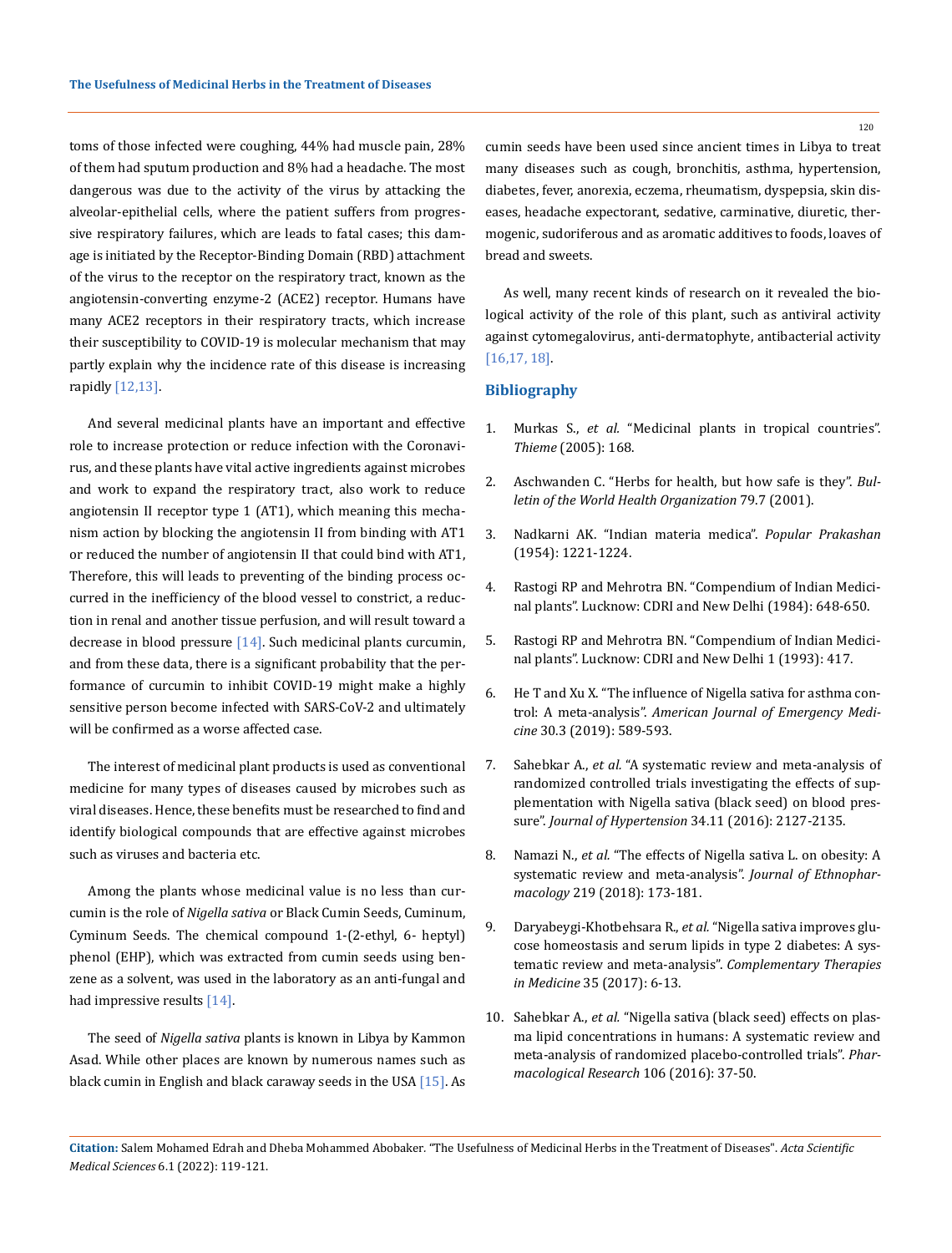toms of those infected were coughing, 44% had muscle pain, 28% of them had sputum production and 8% had a headache. The most dangerous was due to the activity of the virus by attacking the alveolar-epithelial cells, where the patient suffers from progressive respiratory failures, which are leads to fatal cases; this damage is initiated by the Receptor-Binding Domain (RBD) attachment of the virus to the receptor on the respiratory tract, known as the angiotensin-converting enzyme-2 (ACE2) receptor. Humans have many ACE2 receptors in their respiratory tracts, which increase their susceptibility to COVID-19 is molecular mechanism that may partly explain why the incidence rate of this disease is increasing rapidly [12,13].

And several medicinal plants have an important and effective role to increase protection or reduce infection with the Coronavirus, and these plants have vital active ingredients against microbes and work to expand the respiratory tract, also work to reduce angiotensin II receptor type 1 (AT1), which meaning this mechanism action by blocking the angiotensin II from binding with AT1 or reduced the number of angiotensin II that could bind with AT1, Therefore, this will leads to preventing of the binding process occurred in the inefficiency of the blood vessel to constrict, a reduction in renal and another tissue perfusion, and will result toward a decrease in blood pressure [14]. Such medicinal plants curcumin, and from these data, there is a significant probability that the performance of curcumin to inhibit COVID-19 might make a highly sensitive person become infected with SARS-CoV-2 and ultimately will be confirmed as a worse affected case.

The interest of medicinal plant products is used as conventional medicine for many types of diseases caused by microbes such as viral diseases. Hence, these benefits must be researched to find and identify biological compounds that are effective against microbes such as viruses and bacteria etc.

Among the plants whose medicinal value is no less than curcumin is the role of *Nigella sativa* or Black Cumin Seeds, Cuminum, Cyminum Seeds. The chemical compound 1-(2-ethyl, 6- heptyl) phenol (EHP), which was extracted from cumin seeds using benzene as a solvent, was used in the laboratory as an anti-fungal and had impressive results [14].

The seed of *Nigella sativa* plants is known in Libya by Kammon Asad. While other places are known by numerous names such as black cumin in English and black caraway seeds in the USA [15]. As cumin seeds have been used since ancient times in Libya to treat many diseases such as cough, bronchitis, asthma, hypertension, diabetes, fever, anorexia, eczema, rheumatism, dyspepsia, skin diseases, headache expectorant, sedative, carminative, diuretic, thermogenic, sudoriferous and as aromatic additives to foods, loaves of bread and sweets.

As well, many recent kinds of research on it revealed the biological activity of the role of this plant, such as antiviral activity against cytomegalovirus, anti-dermatophyte, antibacterial activity [16,17, 18].

## Bibliography

1. Murkas S., *et al.* "Medicinal plants in tropical countries". *Thieme* (2005): 168.
2. Aschwanden C. "Herbs for health, but how safe is they". *Bulletin of the World Health Organization* 79.7 (2001).
3. Nadkarni AK. "Indian materia medica". *Popular Prakashan* (1954): 1221-1224.
4. Rastogi RP and Mehrotra BN. "Compendium of Indian Medicinal plants". Lucknow: CDRI and New Delhi (1984): 648-650.
5. Rastogi RP and Mehrotra BN. "Compendium of Indian Medicinal plants". Lucknow: CDRI and New Delhi 1 (1993): 417.
6. He T and Xu X. "The influence of Nigella sativa for asthma control: A meta-analysis". *American Journal of Emergency Medicine* 30.3 (2019): 589-593.
7. Sahebkar A., *et al.* "A systematic review and meta-analysis of randomized controlled trials investigating the effects of supplementation with Nigella sativa (black seed) on blood pressure". *Journal of Hypertension* 34.11 (2016): 2127-2135.
8. Namazi N., *et al.* "The effects of Nigella sativa L. on obesity: A systematic review and meta-analysis". *Journal of Ethnopharmacology* 219 (2018): 173-181.
9. Daryabeygi-Khotbehsara R., *et al.* "Nigella sativa improves glucose homeostasis and serum lipids in type 2 diabetes: A systematic review and meta-analysis". *Complementary Therapies in Medicine* 35 (2017): 6-13.
10. Sahebkar A., *et al.* "Nigella sativa (black seed) effects on plasma lipid concentrations in humans: A systematic review and meta-analysis of randomized placebo-controlled trials". *Pharmacological Research* 106 (2016): 37-50.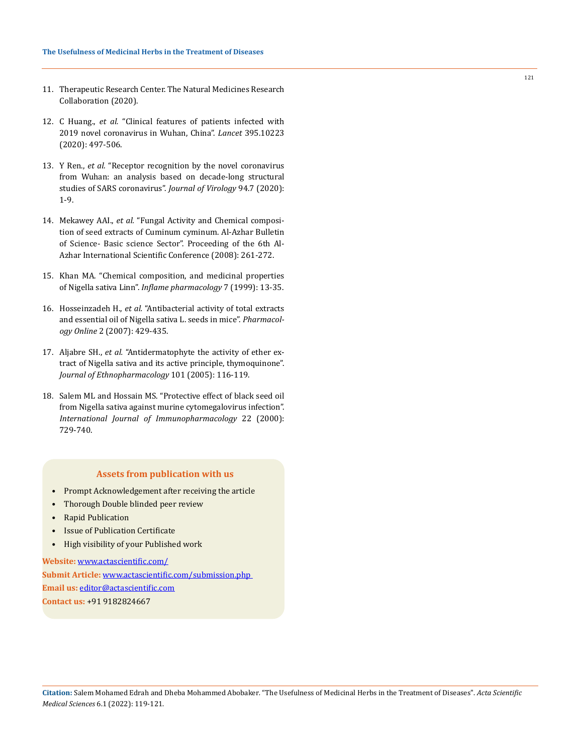11. Therapeutic Research Center. The Natural Medicines Research Collaboration (2020).
12. C Huang., *et al.* "Clinical features of patients infected with 2019 novel coronavirus in Wuhan, China". *Lancet* 395.10223 (2020): 497-506.
13. Y Ren., *et al.* "Receptor recognition by the novel coronavirus from Wuhan: an analysis based on decade-long structural studies of SARS coronavirus". *Journal of Virology* 94.7 (2020): 1-9.
14. Mekawey AAI., *et al.* "Fungal Activity and Chemical composition of seed extracts of Cuminum cyminum. Al-Azhar Bulletin of Science- Basic science Sector". Proceeding of the 6th Al-Azhar International Scientific Conference (2008): 261-272.
15. Khan MA. "Chemical composition, and medicinal properties of Nigella sativa Linn". *Inflame pharmacology* 7 (1999): 13-35.
16. Hosseinzadeh H., *et al.* "Antibacterial activity of total extracts and essential oil of Nigella sativa L. seeds in mice". *Pharmacology Online* 2 (2007): 429-435.
17. Aljabre SH., *et al.* "Antidermatophyte the activity of ether extract of Nigella sativa and its active principle, thymoquinone". *Journal of Ethnopharmacology* 101 (2005): 116-119.
18. Salem ML and Hossain MS. "Protective effect of black seed oil from Nigella sativa against murine cytomegalovirus infection". *International Journal of Immunopharmacology* 22 (2000): 729-740.

**Assets from publication with us**

- Prompt Acknowledgement after receiving the article
- Thorough Double blinded peer review
- Rapid Publication
- Issue of Publication Certificate
- High visibility of your Published work

**Website:** www.actascientific.com/

**Submit Article:** www.actascientific.com/submission.php

**Email us:** editor@actascientific.com

**Contact us:** +91 9182824667

**Citation:** Salem Mohamed Edrah and Dheba Mohammed Abobaker. "The Usefulness of Medicinal Herbs in the Treatment of Diseases". *Acta Scientific Medical Sciences* 6.1 (2022): 119-121.